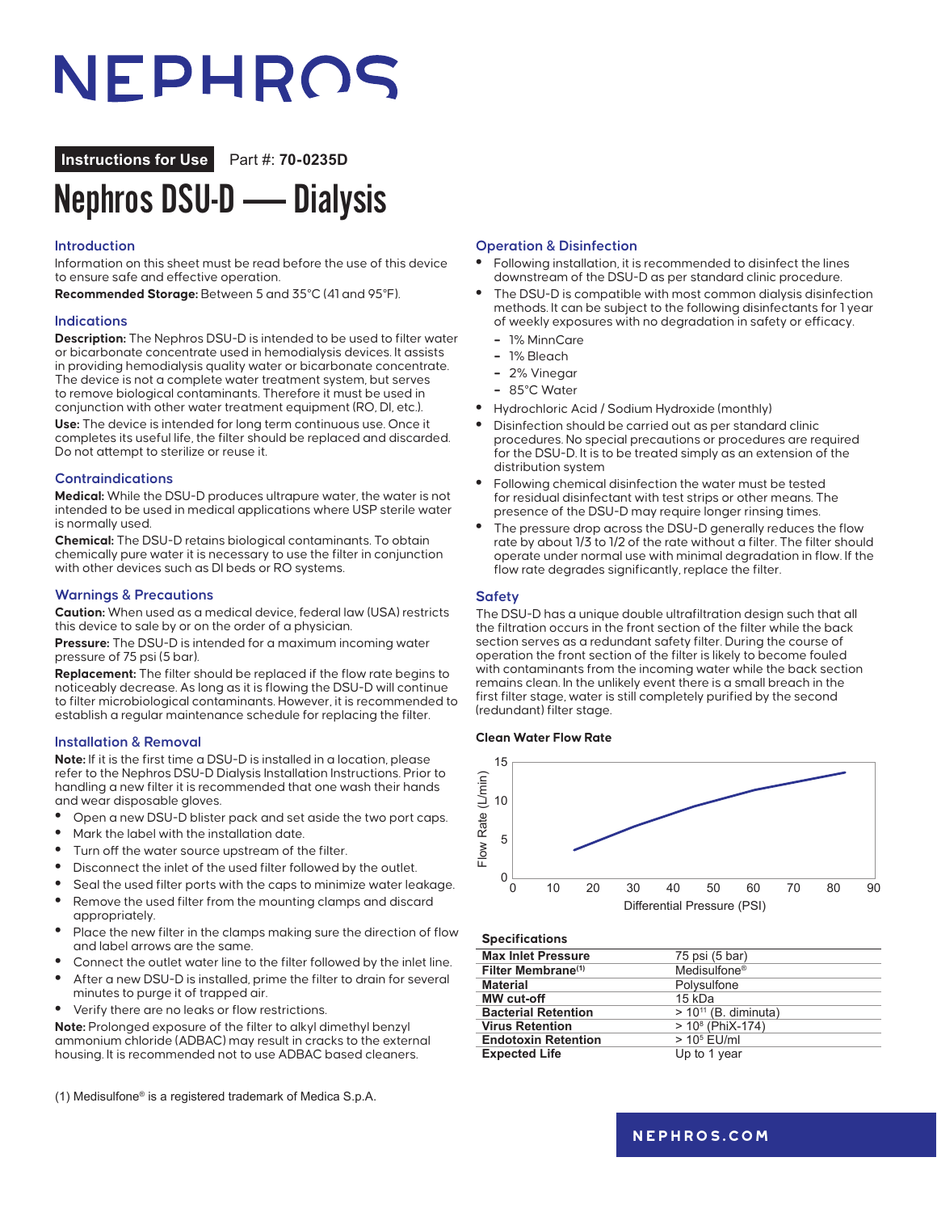# NEPHROS

**Instructions for Use** Part #: **70-0235D**

# Nephros DSU-D — Dialysis

## Introduction

Information on this sheet must be read before the use of this device to ensure safe and effective operation.

**Recommended Storage:** Between 5 and 35°C (41 and 95°F).

## Indications

**Description:** The Nephros DSU-D is intended to be used to filter water or bicarbonate concentrate used in hemodialysis devices. It assists in providing hemodialysis quality water or bicarbonate concentrate. The device is not a complete water treatment system, but serves to remove biological contaminants. Therefore it must be used in conjunction with other water treatment equipment (RO, DI, etc.).

**Use:** The device is intended for long term continuous use. Once it completes its useful life, the filter should be replaced and discarded. Do not attempt to sterilize or reuse it.

## Contraindications

**Medical:** While the DSU-D produces ultrapure water, the water is not intended to be used in medical applications where USP sterile water is normally used.

**Chemical:** The DSU-D retains biological contaminants. To obtain chemically pure water it is necessary to use the filter in conjunction with other devices such as DI beds or RO systems.

## Warnings & Precautions

**Caution:** When used as a medical device, federal law (USA) restricts this device to sale by or on the order of a physician.

**Pressure:** The DSU-D is intended for a maximum incoming water pressure of 75 psi (5 bar).

**Replacement:** The filter should be replaced if the flow rate begins to noticeably decrease. As long as it is flowing the DSU-D will continue to filter microbiological contaminants. However, it is recommended to establish a regular maintenance schedule for replacing the filter.

## Installation & Removal

**Note:** If it is the first time a DSU-D is installed in a location, please refer to the Nephros DSU-D Dialysis Installation Instructions. Prior to handling a new filter it is recommended that one wash their hands and wear disposable gloves.

- Open a new DSU-D blister pack and set aside the two port caps.
- Mark the label with the installation date.
- Turn off the water source upstream of the filter.
- Disconnect the inlet of the used filter followed by the outlet.
- Seal the used filter ports with the caps to minimize water leakage.
- Remove the used filter from the mounting clamps and discard appropriately.
- Place the new filter in the clamps making sure the direction of flow and label arrows are the same.
- Connect the outlet water line to the filter followed by the inlet line.
- After a new DSU-D is installed, prime the filter to drain for several minutes to purge it of trapped air.
- Verify there are no leaks or flow restrictions.

**Note:** Prolonged exposure of the filter to alkyl dimethyl benzyl ammonium chloride (ADBAC) may result in cracks to the external housing. It is recommended not to use ADBAC based cleaners.

## Operation & Disinfection

- Following installation, it is recommended to disinfect the lines downstream of the DSU-D as per standard clinic procedure.
- The DSU-D is compatible with most common dialysis disinfection methods. It can be subject to the following disinfectants for 1 year of weekly exposures with no degradation in safety or efficacy.
  - 1% MinnCare
  - 1% Bleach
  - 2% Vinegar
  - 85°C Water
- Hydrochloric Acid / Sodium Hydroxide (monthly)
- Disinfection should be carried out as per standard clinic procedures. No special precautions or procedures are required for the DSU-D. It is to be treated simply as an extension of the distribution system
- Following chemical disinfection the water must be tested for residual disinfectant with test strips or other means. The presence of the DSU-D may require longer rinsing times.
- The pressure drop across the DSU-D generally reduces the flow rate by about 1/3 to 1/2 of the rate without a filter. The filter should operate under normal use with minimal degradation in flow. If the flow rate degrades significantly, replace the filter.

## Safety

The DSU-D has a unique double ultrafiltration design such that all the filtration occurs in the front section of the filter while the back section serves as a redundant safety filter. During the course of operation the front section of the filter is likely to become fouled with contaminants from the incoming water while the back section remains clean. In the unlikely event there is a small breach in the first filter stage, water is still completely purified by the second (redundant) filter stage.

**Clean Water Flow Rate**

Flow Rate (L/min) vs. Differential Pressure (PSI)

### Specifications

| Specifications | |
|---|---|
| **Max Inlet Pressure** | 75 psi (5 bar) |
| **Filter Membrane**[(1)] | Medisulfone® |
| **Material** | Polysulfone |
| **MW cut-off** | 15 kDa |
| **Bacterial Retention** | > $10^{11}$ (B. diminuta) |
| **Virus Retention** | > $10^{8}$ (PhiX-174) |
| **Endotoxin Retention** | > $10^{5}$ EU/ml |
| **Expected Life** | Up to 1 year |

(1) Medisulfone® is a registered trademark of Medica S.p.A.

NEPHROS.COM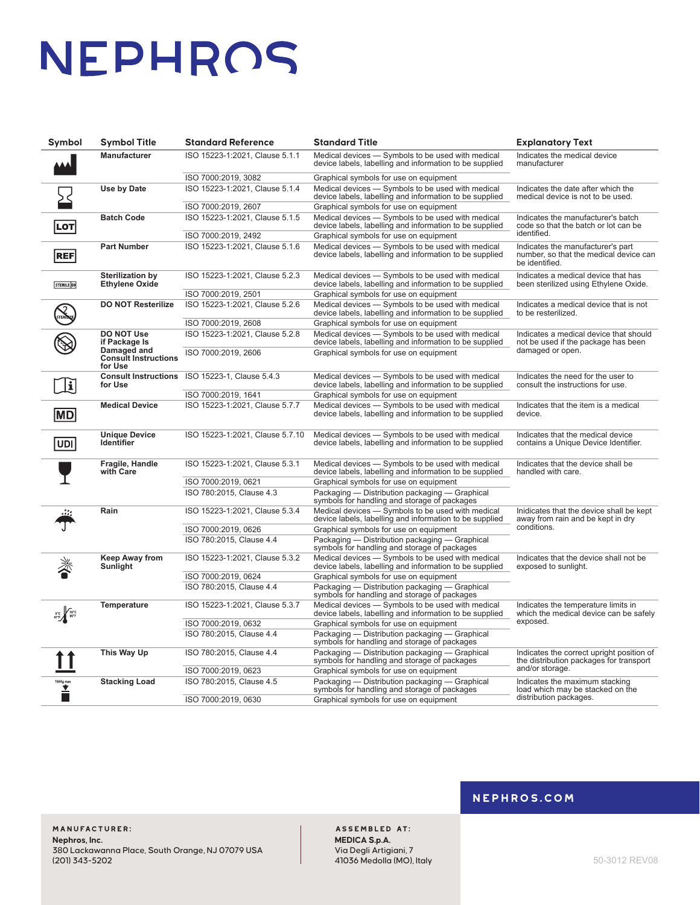# NEPHROS

| Symbol | Symbol Title | Standard Reference | Standard Title | Explanatory Text |
|---|---|---|---|---|
| | **Manufacturer** | ISO 15223-1:2021, Clause 5.1.1 | Medical devices — Symbols to be used with medical device labels, labelling and information to be supplied | Indicates the medical device manufacturer |
| | | ISO 7000:2019, 3082 | Graphical symbols for use on equipment | |
| | **Use by Date** | ISO 15223-1:2021, Clause 5.1.4 | Medical devices — Symbols to be used with medical device labels, labelling and information to be supplied | Indicates the date after which the medical device is not to be used. |
| | | ISO 7000:2019, 2607 | Graphical symbols for use on equipment | |
| LOT | **Batch Code** | ISO 15223-1:2021, Clause 5.1.5 | Medical devices — Symbols to be used with medical device labels, labelling and information to be supplied | Indicates the manufacturer's batch code so that the batch or lot can be identified. |
| | | ISO 7000:2019, 2492 | Graphical symbols for use on equipment | |
| REF | **Part Number** | ISO 15223-1:2021, Clause 5.1.6 | Medical devices — Symbols to be used with medical device labels, labelling and information to be supplied | Indicates the manufacturer's part number, so that the medical device can be identified. |
| STERILE EO | **Sterilization by Ethylene Oxide** | ISO 15223-1:2021, Clause 5.2.3 | Medical devices — Symbols to be used with medical device labels, labelling and information to be supplied | Indicates a medical device that has been sterilized using Ethylene Oxide. |
| | | ISO 7000:2019, 2501 | Graphical symbols for use on equipment | |
| STERILIZE | **DO NOT Resterilize** | ISO 15223-1:2021, Clause 5.2.6 | Medical devices — Symbols to be used with medical device labels, labelling and information to be supplied | Indicates a medical device that is not to be resterilized. |
| | | ISO 7000:2019, 2608 | Graphical symbols for use on equipment | |
| | **DO NOT Use if Package Is Damaged and Consult Instructions for Use** | ISO 15223-1:2021, Clause 5.2.8 | Medical devices — Symbols to be used with medical device labels, labelling and information to be supplied | Indicates a medical device that should not be used if the package has been damaged or open. |
| | | ISO 7000:2019, 2606 | Graphical symbols for use on equipment | |
| | **Consult Instructions for Use** | ISO 15223-1, Clause 5.4.3 | Medical devices — Symbols to be used with medical device labels, labelling and information to be supplied | Indicates the need for the user to consult the instructions for use. |
| | | ISO 7000:2019, 1641 | Graphical symbols for use on equipment | |
| MD | **Medical Device** | ISO 15223-1:2021, Clause 5.7.7 | Medical devices — Symbols to be used with medical device labels, labelling and information to be supplied | Indicates that the item is a medical device. |
| UDI | **Unique Device Identifier** | ISO 15223-1:2021, Clause 5.7.10 | Medical devices — Symbols to be used with medical device labels, labelling and information to be supplied | Indicates that the medical device contains a Unique Device Identifier. |
| | **Fragile, Handle with Care** | ISO 15223-1:2021, Clause 5.3.1 | Medical devices — Symbols to be used with medical device labels, labelling and information to be supplied | Indicates that the device shall be handled with care. |
| | | ISO 7000:2019, 0621 | Graphical symbols for use on equipment | |
| | | ISO 780:2015, Clause 4.3 | Packaging — Distribution packaging — Graphical symbols for handling and storage of packages | |
| | **Rain** | ISO 15223-1:2021, Clause 5.3.4 | Medical devices — Symbols to be used with medical device labels, labelling and information to be supplied | Inidicates that the device shall be kept away from rain and be kept in dry conditions. |
| | | ISO 7000:2019, 0626 | Graphical symbols for use on equipment | |
| | | ISO 780:2015, Clause 4.4 | Packaging — Distribution packaging — Graphical symbols for handling and storage of packages | |
| | **Keep Away from Sunlight** | ISO 15223-1:2021, Clause 5.3.2 | Medical devices — Symbols to be used with medical device labels, labelling and information to be supplied | Indicates that the device shall not be exposed to sunlight. |
| | | ISO 7000:2019, 0624 | Graphical symbols for use on equipment | |
| | | ISO 780:2015, Clause 4.4 | Packaging — Distribution packaging — Graphical symbols for handling and storage of packages | |
| 5°C 41°F / 35°C 95°F | **Temperature** | ISO 15223-1:2021, Clause 5.3.7 | Medical devices — Symbols to be used with medical device labels, labelling and information to be supplied | Indicates the temperature limits in which the medical device can be safely exposed. |
| | | ISO 7000:2019, 0632 | Graphical symbols for use on equipment | |
| | | ISO 780:2015, Clause 4.4 | Packaging — Distribution packaging — Graphical symbols for handling and storage of packages | |
| | **This Way Up** | ISO 780:2015, Clause 4.4 | Packaging — Distribution packaging — Graphical symbols for handling and storage of packages | Indicates the correct upright position of the distribution packages for transport and/or storage. |
| | | ISO 7000:2019, 0623 | Graphical symbols for use on equipment | |
| 150Kg max | **Stacking Load** | ISO 780:2015, Clause 4.5 | Packaging — Distribution packaging — Graphical symbols for handling and storage of packages | Indicates the maximum stacking load which may be stacked on the distribution packages. |
| | | ISO 7000:2019, 0630 | Graphical symbols for use on equipment | |

NEPHROS.COM

**MANUFACTURER:**
**Nephros, Inc.**
380 Lackawanna Place, South Orange, NJ 07079 USA
(201) 343-5202

**ASSEMBLED AT:**
**MEDICA S.p.A.**
Via Degli Artigiani, 7
41036 Medolla (MO), Italy

50-3012 REV08